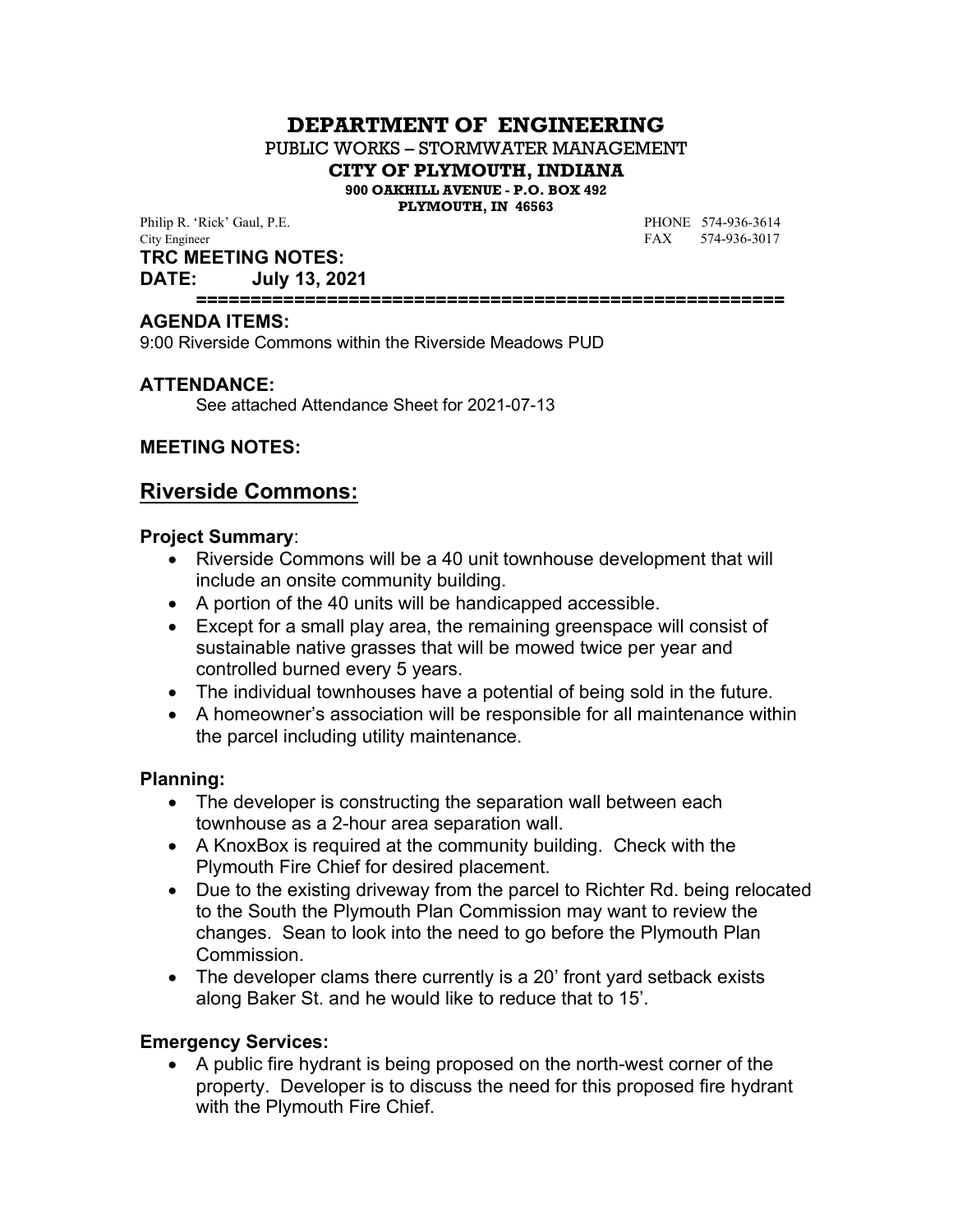# DEPARTMENT OF ENGINEERING

PUBLIC WORKS – STORMWATER MANAGEMENT

**CITY OF PLYMOUTH, INDIANA**

**900 OAKHILL AVENUE - P.O. BOX 492**

**PLYMOUTH, IN 46563**

Philip R. 'Rick' Gaul, P.E. PHONE 574-936-3614
City Engineer FAX 574-936-3017

**TRC MEETING NOTES:**

**DATE: July 13, 2021**

**=========================================================**

**AGENDA ITEMS:**

9:00 Riverside Commons within the Riverside Meadows PUD

**ATTENDANCE:**

See attached Attendance Sheet for 2021-07-13

**MEETING NOTES:**

## Riverside Commons:

**Project Summary**:

- Riverside Commons will be a 40 unit townhouse development that will include an onsite community building.
- A portion of the 40 units will be handicapped accessible.
- Except for a small play area, the remaining greenspace will consist of sustainable native grasses that will be mowed twice per year and controlled burned every 5 years.
- The individual townhouses have a potential of being sold in the future.
- A homeowner's association will be responsible for all maintenance within the parcel including utility maintenance.

**Planning:**

- The developer is constructing the separation wall between each townhouse as a 2-hour area separation wall.
- A KnoxBox is required at the community building. Check with the Plymouth Fire Chief for desired placement.
- Due to the existing driveway from the parcel to Richter Rd. being relocated to the South the Plymouth Plan Commission may want to review the changes. Sean to look into the need to go before the Plymouth Plan Commission.
- The developer clams there currently is a 20' front yard setback exists along Baker St. and he would like to reduce that to 15'.

**Emergency Services:**

- A public fire hydrant is being proposed on the north-west corner of the property. Developer is to discuss the need for this proposed fire hydrant with the Plymouth Fire Chief.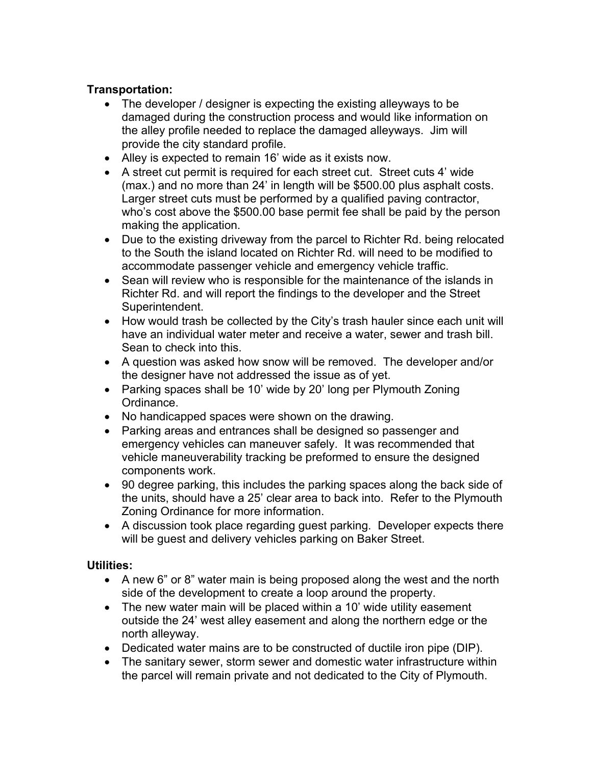**Transportation:**

- The developer / designer is expecting the existing alleyways to be damaged during the construction process and would like information on the alley profile needed to replace the damaged alleyways. Jim will provide the city standard profile.
- Alley is expected to remain 16' wide as it exists now.
- A street cut permit is required for each street cut. Street cuts 4' wide (max.) and no more than 24' in length will be $500.00 plus asphalt costs. Larger street cuts must be performed by a qualified paving contractor, who's cost above the $500.00 base permit fee shall be paid by the person making the application.
- Due to the existing driveway from the parcel to Richter Rd. being relocated to the South the island located on Richter Rd. will need to be modified to accommodate passenger vehicle and emergency vehicle traffic.
- Sean will review who is responsible for the maintenance of the islands in Richter Rd. and will report the findings to the developer and the Street Superintendent.
- How would trash be collected by the City's trash hauler since each unit will have an individual water meter and receive a water, sewer and trash bill. Sean to check into this.
- A question was asked how snow will be removed. The developer and/or the designer have not addressed the issue as of yet.
- Parking spaces shall be 10' wide by 20' long per Plymouth Zoning Ordinance.
- No handicapped spaces were shown on the drawing.
- Parking areas and entrances shall be designed so passenger and emergency vehicles can maneuver safely. It was recommended that vehicle maneuverability tracking be preformed to ensure the designed components work.
- 90 degree parking, this includes the parking spaces along the back side of the units, should have a 25' clear area to back into. Refer to the Plymouth Zoning Ordinance for more information.
- A discussion took place regarding guest parking. Developer expects there will be guest and delivery vehicles parking on Baker Street.

**Utilities:**

- A new 6" or 8" water main is being proposed along the west and the north side of the development to create a loop around the property.
- The new water main will be placed within a 10' wide utility easement outside the 24' west alley easement and along the northern edge or the north alleyway.
- Dedicated water mains are to be constructed of ductile iron pipe (DIP).
- The sanitary sewer, storm sewer and domestic water infrastructure within the parcel will remain private and not dedicated to the City of Plymouth.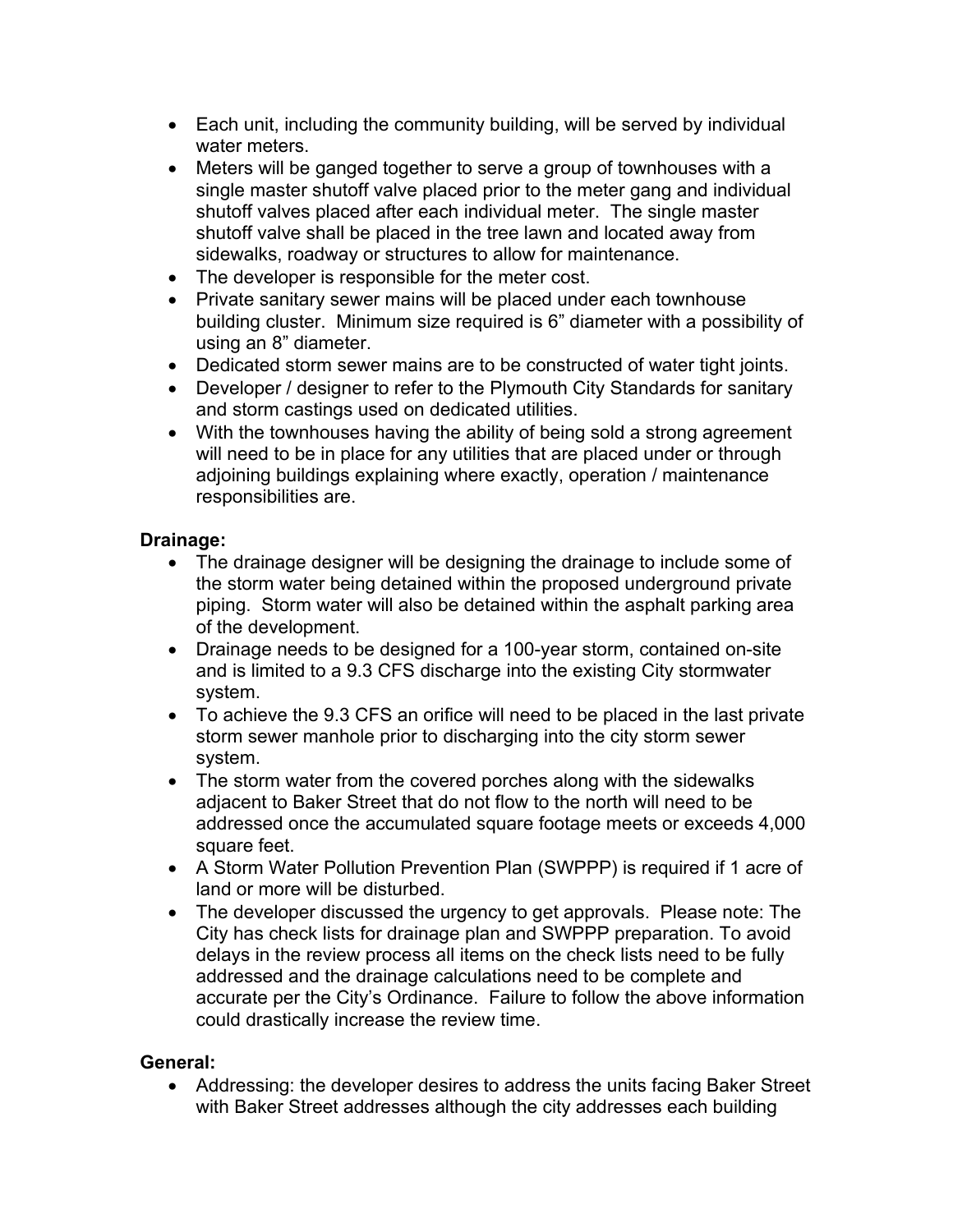- Each unit, including the community building, will be served by individual water meters.
- Meters will be ganged together to serve a group of townhouses with a single master shutoff valve placed prior to the meter gang and individual shutoff valves placed after each individual meter. The single master shutoff valve shall be placed in the tree lawn and located away from sidewalks, roadway or structures to allow for maintenance.
- The developer is responsible for the meter cost.
- Private sanitary sewer mains will be placed under each townhouse building cluster. Minimum size required is 6" diameter with a possibility of using an 8" diameter.
- Dedicated storm sewer mains are to be constructed of water tight joints.
- Developer / designer to refer to the Plymouth City Standards for sanitary and storm castings used on dedicated utilities.
- With the townhouses having the ability of being sold a strong agreement will need to be in place for any utilities that are placed under or through adjoining buildings explaining where exactly, operation / maintenance responsibilities are.

**Drainage:**

- The drainage designer will be designing the drainage to include some of the storm water being detained within the proposed underground private piping. Storm water will also be detained within the asphalt parking area of the development.
- Drainage needs to be designed for a 100-year storm, contained on-site and is limited to a 9.3 CFS discharge into the existing City stormwater system.
- To achieve the 9.3 CFS an orifice will need to be placed in the last private storm sewer manhole prior to discharging into the city storm sewer system.
- The storm water from the covered porches along with the sidewalks adjacent to Baker Street that do not flow to the north will need to be addressed once the accumulated square footage meets or exceeds 4,000 square feet.
- A Storm Water Pollution Prevention Plan (SWPPP) is required if 1 acre of land or more will be disturbed.
- The developer discussed the urgency to get approvals. Please note: The City has check lists for drainage plan and SWPPP preparation. To avoid delays in the review process all items on the check lists need to be fully addressed and the drainage calculations need to be complete and accurate per the City's Ordinance. Failure to follow the above information could drastically increase the review time.

**General:**

- Addressing: the developer desires to address the units facing Baker Street with Baker Street addresses although the city addresses each building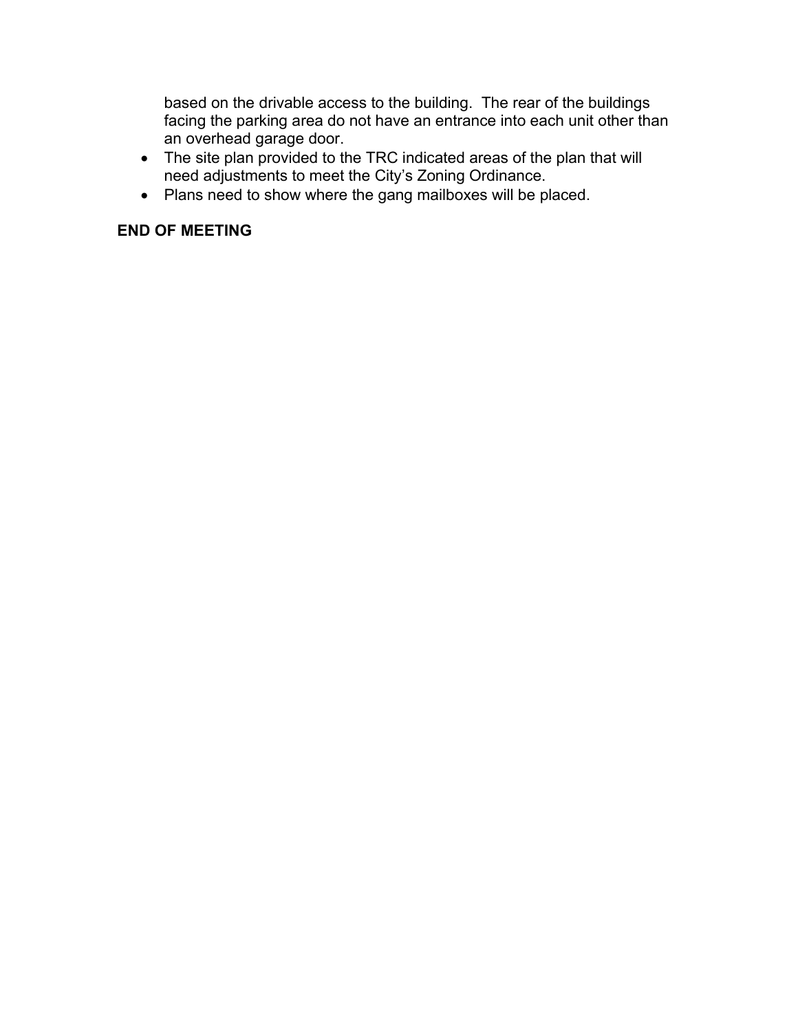based on the drivable access to the building. The rear of the buildings facing the parking area do not have an entrance into each unit other than an overhead garage door.

- The site plan provided to the TRC indicated areas of the plan that will need adjustments to meet the City's Zoning Ordinance.
- Plans need to show where the gang mailboxes will be placed.

**END OF MEETING**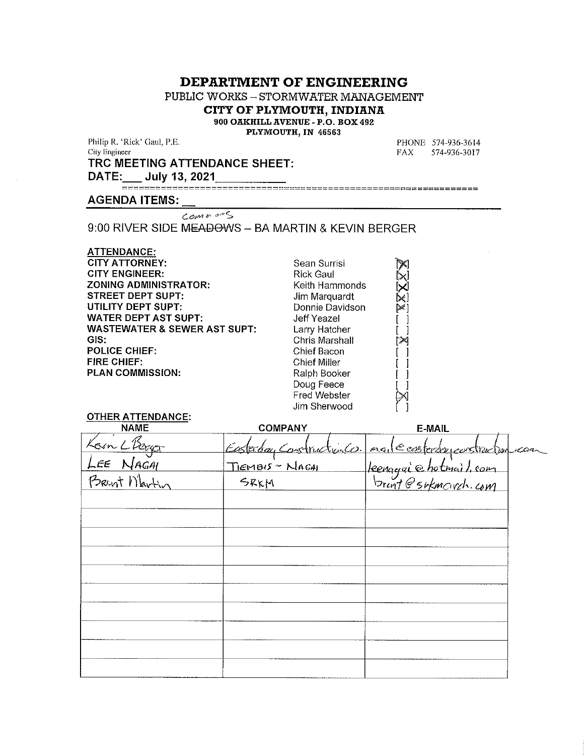# DEPARTMENT OF ENGINEERING

PUBLIC WORKS – STORMWATER MANAGEMENT

**CITY OF PLYMOUTH, INDIANA**

**900 OAKHILL AVENUE - P.O. BOX 492**

**PLYMOUTH, IN 46563**

Philip R. 'Rick' Gaul, P.E.
City Engineer

PHONE 574-936-3614
FAX 574-936-3017

## TRC MEETING ATTENDANCE SHEET:

**DATE: July 13, 2021**

## AGENDA ITEMS:

9:00 RIVER SIDE ~~MEADOWS~~ COMMONS – BA MARTIN & KEVIN BERGER

**ATTENDANCE:**

| | | |
|---|---|---|
| **CITY ATTORNEY:** | Sean Surrisi | [X] |
| **CITY ENGINEER:** | Rick Gaul | [X] |
| **ZONING ADMINISTRATOR:** | Keith Hammonds | [X] |
| **STREET DEPT SUPT:** | Jim Marquardt | [X] |
| **UTILITY DEPT SUPT:** | Donnie Davidson | [X] |
| **WATER DEPT AST SUPT:** | Jeff Yeazel | [ ] |
| **WASTEWATER & SEWER AST SUPT:** | Larry Hatcher | [ ] |
| **GIS:** | Chris Marshall | [X] |
| **POLICE CHIEF:** | Chief Bacon | [ ] |
| **FIRE CHIEF:** | Chief Miller | [ ] |
| **PLAN COMMISSION:** | Ralph Booker | [ ] |
| | Doug Feece | [ ] |
| | Fred Webster | [X] |
| | Jim Sherwood | [ ] |

**OTHER ATTENDANCE:**

| NAME | COMPANY | E-MAIL |
|---|---|---|
| Kevin L Berger | Easterday Construction Co. | mail@easterdayconstruction.com |
| Lee Nagai | Tiembis ~ Nagai | leenagai@hotmail.com |
| Brent Martin | SRKM | brent@srkmarch.com |
| | | |
| | | |
| | | |
| | | |
| | | |
| | | |
| | | |
| | | |
| | | |
| | | |